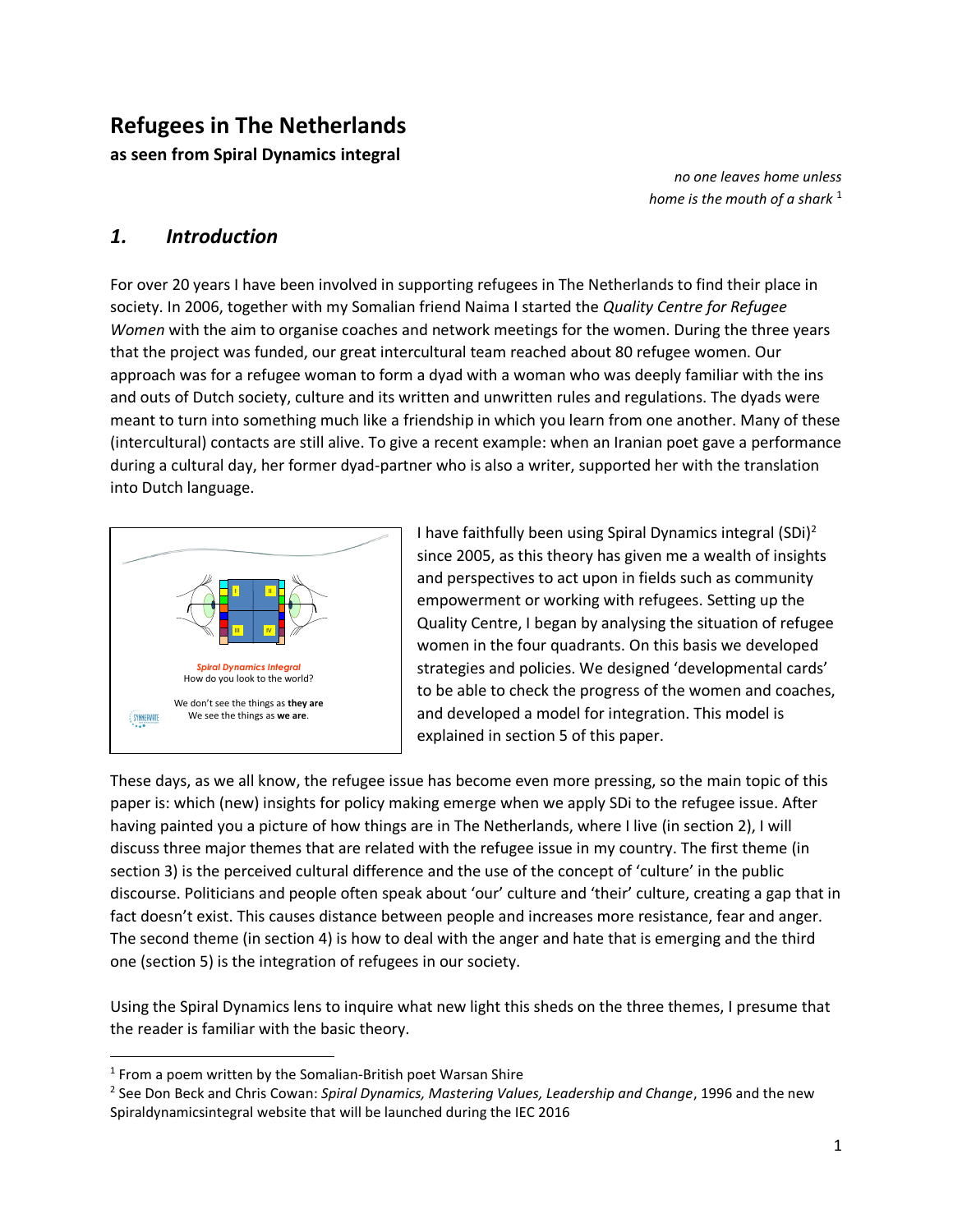# Refugees in The Netherlands

**as seen from Spiral Dynamics integral**

*no one leaves home unless*
*home is the mouth of a shark* [1]

## *1. Introduction*

For over 20 years I have been involved in supporting refugees in The Netherlands to find their place in society. In 2006, together with my Somalian friend Naima I started the *Quality Centre for Refugee Women* with the aim to organise coaches and network meetings for the women. During the three years that the project was funded, our great intercultural team reached about 80 refugee women. Our approach was for a refugee woman to form a dyad with a woman who was deeply familiar with the ins and outs of Dutch society, culture and its written and unwritten rules and regulations. The dyads were meant to turn into something much like a friendship in which you learn from one another. Many of these (intercultural) contacts are still alive. To give a recent example: when an Iranian poet gave a performance during a cultural day, her former dyad-partner who is also a writer, supported her with the translation into Dutch language.

I have faithfully been using Spiral Dynamics integral (SDi)[2] since 2005, as this theory has given me a wealth of insights and perspectives to act upon in fields such as community empowerment or working with refugees. Setting up the Quality Centre, I began by analysing the situation of refugee women in the four quadrants. On this basis we developed strategies and policies. We designed 'developmental cards' to be able to check the progress of the women and coaches, and developed a model for integration. This model is explained in section 5 of this paper.

These days, as we all know, the refugee issue has become even more pressing, so the main topic of this paper is: which (new) insights for policy making emerge when we apply SDi to the refugee issue. After having painted you a picture of how things are in The Netherlands, where I live (in section 2), I will discuss three major themes that are related with the refugee issue in my country. The first theme (in section 3) is the perceived cultural difference and the use of the concept of 'culture' in the public discourse. Politicians and people often speak about 'our' culture and 'their' culture, creating a gap that in fact doesn't exist. This causes distance between people and increases more resistance, fear and anger. The second theme (in section 4) is how to deal with the anger and hate that is emerging and the third one (section 5) is the integration of refugees in our society.

Using the Spiral Dynamics lens to inquire what new light this sheds on the three themes, I presume that the reader is familiar with the basic theory.

---

[1] From a poem written by the Somalian-British poet Warsan Shire

[2] See Don Beck and Chris Cowan: *Spiral Dynamics, Mastering Values, Leadership and Change*, 1996 and the new Spiraldynamicsintegral website that will be launched during the IEC 2016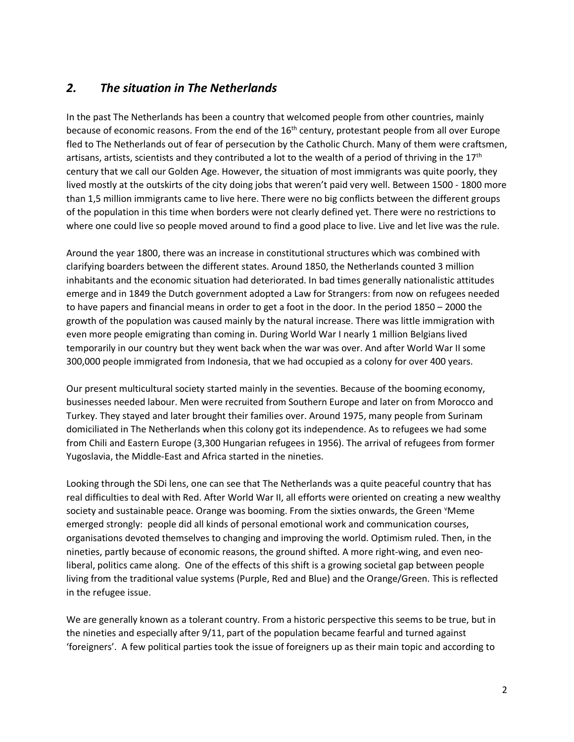## *2. The situation in The Netherlands*

In the past The Netherlands has been a country that welcomed people from other countries, mainly because of economic reasons. From the end of the 16th century, protestant people from all over Europe fled to The Netherlands out of fear of persecution by the Catholic Church. Many of them were craftsmen, artisans, artists, scientists and they contributed a lot to the wealth of a period of thriving in the 17th century that we call our Golden Age. However, the situation of most immigrants was quite poorly, they lived mostly at the outskirts of the city doing jobs that weren't paid very well. Between 1500 - 1800 more than 1,5 million immigrants came to live here. There were no big conflicts between the different groups of the population in this time when borders were not clearly defined yet. There were no restrictions to where one could live so people moved around to find a good place to live. Live and let live was the rule.

Around the year 1800, there was an increase in constitutional structures which was combined with clarifying boarders between the different states. Around 1850, the Netherlands counted 3 million inhabitants and the economic situation had deteriorated. In bad times generally nationalistic attitudes emerge and in 1849 the Dutch government adopted a Law for Strangers: from now on refugees needed to have papers and financial means in order to get a foot in the door. In the period 1850 – 2000 the growth of the population was caused mainly by the natural increase. There was little immigration with even more people emigrating than coming in. During World War I nearly 1 million Belgians lived temporarily in our country but they went back when the war was over. And after World War II some 300,000 people immigrated from Indonesia, that we had occupied as a colony for over 400 years.

Our present multicultural society started mainly in the seventies. Because of the booming economy, businesses needed labour. Men were recruited from Southern Europe and later on from Morocco and Turkey. They stayed and later brought their families over. Around 1975, many people from Surinam domiciliated in The Netherlands when this colony got its independence. As to refugees we had some from Chili and Eastern Europe (3,300 Hungarian refugees in 1956). The arrival of refugees from former Yugoslavia, the Middle-East and Africa started in the nineties.

Looking through the SDi lens, one can see that The Netherlands was a quite peaceful country that has real difficulties to deal with Red. After World War II, all efforts were oriented on creating a new wealthy society and sustainable peace. Orange was booming. From the sixties onwards, the Green ᵛMeme emerged strongly: people did all kinds of personal emotional work and communication courses, organisations devoted themselves to changing and improving the world. Optimism ruled. Then, in the nineties, partly because of economic reasons, the ground shifted. A more right-wing, and even neo-liberal, politics came along. One of the effects of this shift is a growing societal gap between people living from the traditional value systems (Purple, Red and Blue) and the Orange/Green. This is reflected in the refugee issue.

We are generally known as a tolerant country. From a historic perspective this seems to be true, but in the nineties and especially after 9/11, part of the population became fearful and turned against 'foreigners'. A few political parties took the issue of foreigners up as their main topic and according to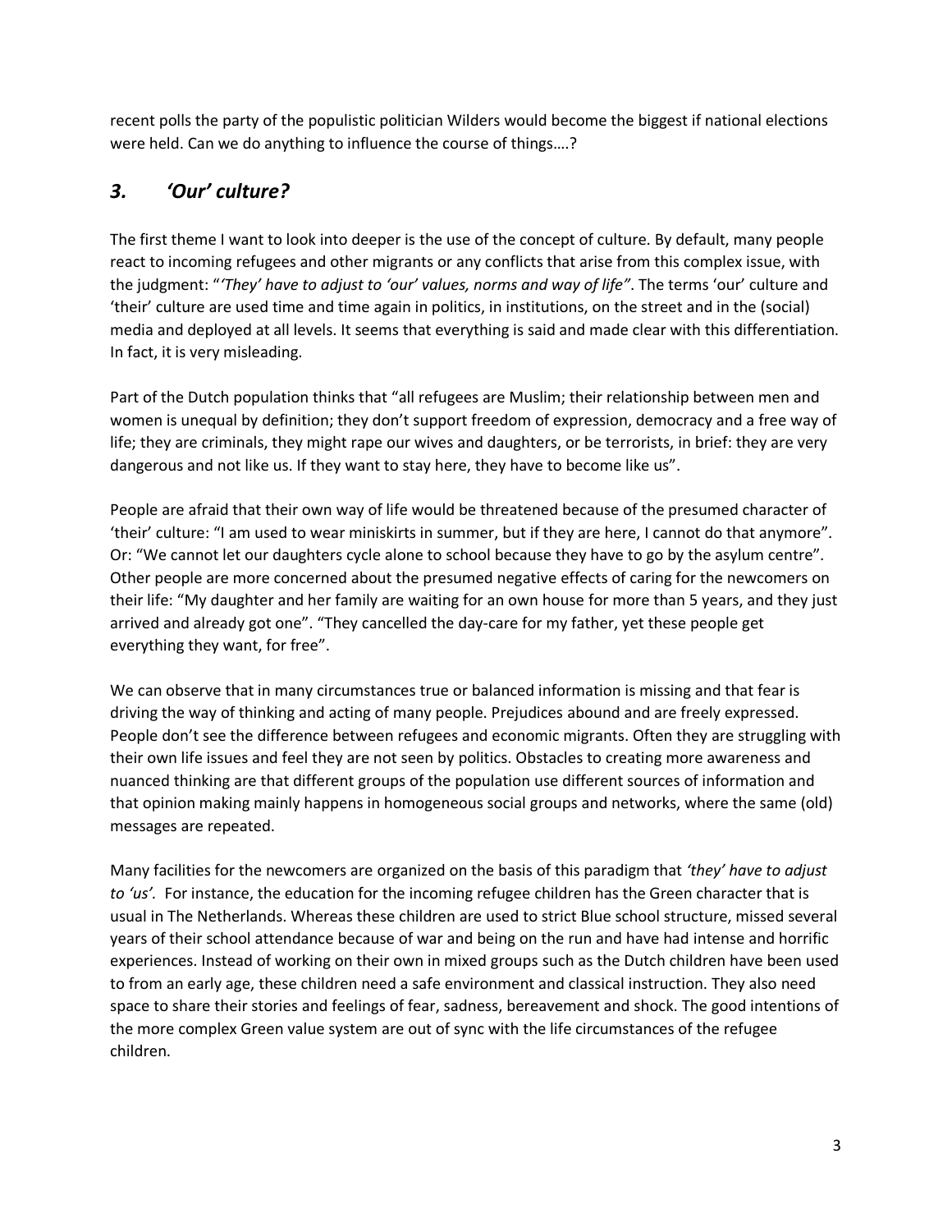recent polls the party of the populistic politician Wilders would become the biggest if national elections were held. Can we do anything to influence the course of things….?

## *3. 'Our' culture?*

The first theme I want to look into deeper is the use of the concept of culture. By default, many people react to incoming refugees and other migrants or any conflicts that arise from this complex issue, with the judgment: "*'They' have to adjust to 'our' values, norms and way of life"*. The terms 'our' culture and 'their' culture are used time and time again in politics, in institutions, on the street and in the (social) media and deployed at all levels. It seems that everything is said and made clear with this differentiation. In fact, it is very misleading.

Part of the Dutch population thinks that "all refugees are Muslim; their relationship between men and women is unequal by definition; they don't support freedom of expression, democracy and a free way of life; they are criminals, they might rape our wives and daughters, or be terrorists, in brief: they are very dangerous and not like us. If they want to stay here, they have to become like us".

People are afraid that their own way of life would be threatened because of the presumed character of 'their' culture: "I am used to wear miniskirts in summer, but if they are here, I cannot do that anymore". Or: "We cannot let our daughters cycle alone to school because they have to go by the asylum centre". Other people are more concerned about the presumed negative effects of caring for the newcomers on their life: "My daughter and her family are waiting for an own house for more than 5 years, and they just arrived and already got one". "They cancelled the day-care for my father, yet these people get everything they want, for free".

We can observe that in many circumstances true or balanced information is missing and that fear is driving the way of thinking and acting of many people. Prejudices abound and are freely expressed. People don't see the difference between refugees and economic migrants. Often they are struggling with their own life issues and feel they are not seen by politics. Obstacles to creating more awareness and nuanced thinking are that different groups of the population use different sources of information and that opinion making mainly happens in homogeneous social groups and networks, where the same (old) messages are repeated.

Many facilities for the newcomers are organized on the basis of this paradigm that *'they' have to adjust to 'us'.* For instance, the education for the incoming refugee children has the Green character that is usual in The Netherlands. Whereas these children are used to strict Blue school structure, missed several years of their school attendance because of war and being on the run and have had intense and horrific experiences. Instead of working on their own in mixed groups such as the Dutch children have been used to from an early age, these children need a safe environment and classical instruction. They also need space to share their stories and feelings of fear, sadness, bereavement and shock. The good intentions of the more complex Green value system are out of sync with the life circumstances of the refugee children.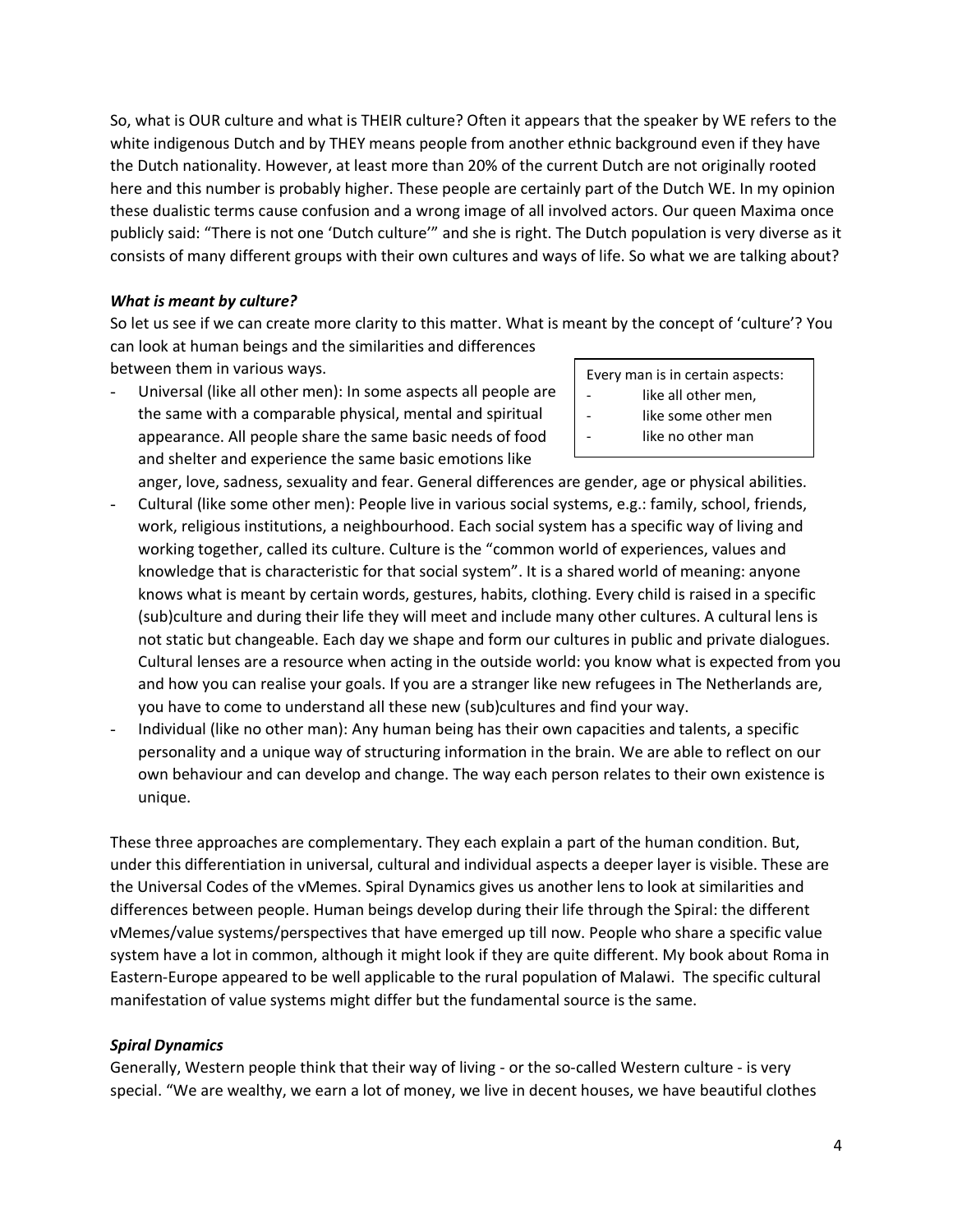So, what is OUR culture and what is THEIR culture? Often it appears that the speaker by WE refers to the white indigenous Dutch and by THEY means people from another ethnic background even if they have the Dutch nationality. However, at least more than 20% of the current Dutch are not originally rooted here and this number is probably higher. These people are certainly part of the Dutch WE. In my opinion these dualistic terms cause confusion and a wrong image of all involved actors. Our queen Maxima once publicly said: "There is not one 'Dutch culture'" and she is right. The Dutch population is very diverse as it consists of many different groups with their own cultures and ways of life. So what we are talking about?

### *What is meant by culture?*

So let us see if we can create more clarity to this matter. What is meant by the concept of 'culture'? You can look at human beings and the similarities and differences between them in various ways.

> Every man is in certain aspects:
> - like all other men,
> - like some other men
> - like no other man

- Universal (like all other men): In some aspects all people are the same with a comparable physical, mental and spiritual appearance. All people share the same basic needs of food and shelter and experience the same basic emotions like anger, love, sadness, sexuality and fear. General differences are gender, age or physical abilities.
- Cultural (like some other men): People live in various social systems, e.g.: family, school, friends, work, religious institutions, a neighbourhood. Each social system has a specific way of living and working together, called its culture. Culture is the "common world of experiences, values and knowledge that is characteristic for that social system". It is a shared world of meaning: anyone knows what is meant by certain words, gestures, habits, clothing. Every child is raised in a specific (sub)culture and during their life they will meet and include many other cultures. A cultural lens is not static but changeable. Each day we shape and form our cultures in public and private dialogues. Cultural lenses are a resource when acting in the outside world: you know what is expected from you and how you can realise your goals. If you are a stranger like new refugees in The Netherlands are, you have to come to understand all these new (sub)cultures and find your way.
- Individual (like no other man): Any human being has their own capacities and talents, a specific personality and a unique way of structuring information in the brain. We are able to reflect on our own behaviour and can develop and change. The way each person relates to their own existence is unique.

These three approaches are complementary. They each explain a part of the human condition. But, under this differentiation in universal, cultural and individual aspects a deeper layer is visible. These are the Universal Codes of the vMemes. Spiral Dynamics gives us another lens to look at similarities and differences between people. Human beings develop during their life through the Spiral: the different vMemes/value systems/perspectives that have emerged up till now. People who share a specific value system have a lot in common, although it might look if they are quite different. My book about Roma in Eastern-Europe appeared to be well applicable to the rural population of Malawi. The specific cultural manifestation of value systems might differ but the fundamental source is the same.

### *Spiral Dynamics*

Generally, Western people think that their way of living - or the so-called Western culture - is very special. "We are wealthy, we earn a lot of money, we live in decent houses, we have beautiful clothes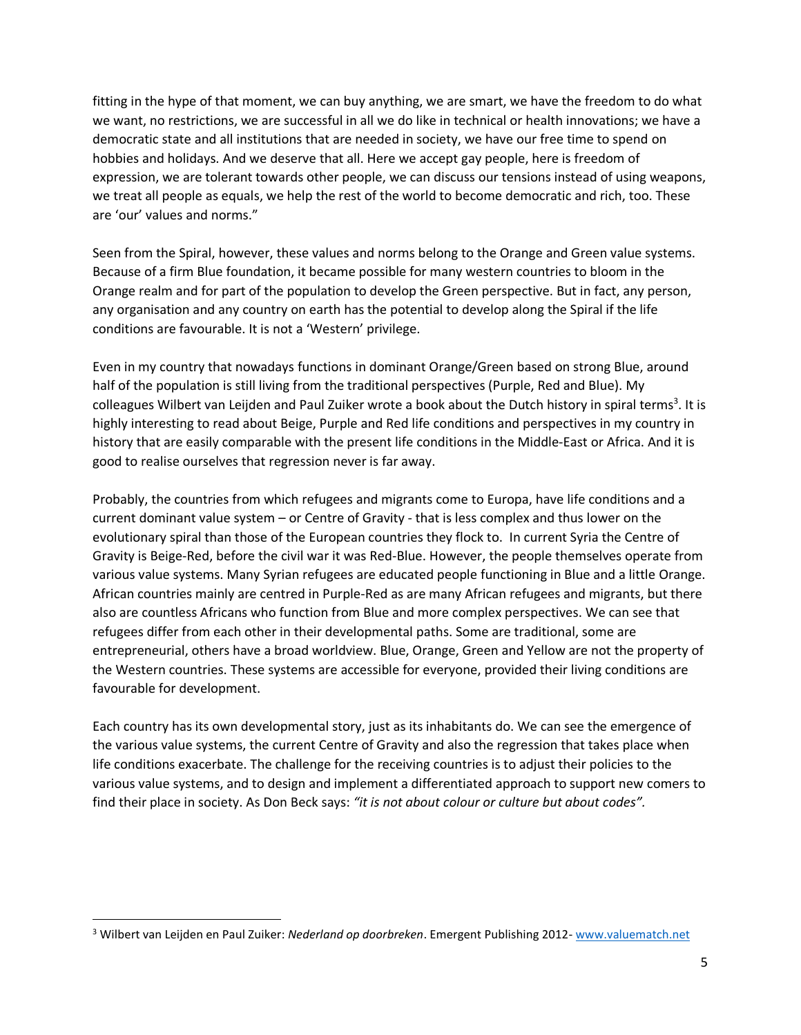fitting in the hype of that moment, we can buy anything, we are smart, we have the freedom to do what we want, no restrictions, we are successful in all we do like in technical or health innovations; we have a democratic state and all institutions that are needed in society, we have our free time to spend on hobbies and holidays. And we deserve that all. Here we accept gay people, here is freedom of expression, we are tolerant towards other people, we can discuss our tensions instead of using weapons, we treat all people as equals, we help the rest of the world to become democratic and rich, too. These are 'our' values and norms."

Seen from the Spiral, however, these values and norms belong to the Orange and Green value systems. Because of a firm Blue foundation, it became possible for many western countries to bloom in the Orange realm and for part of the population to develop the Green perspective. But in fact, any person, any organisation and any country on earth has the potential to develop along the Spiral if the life conditions are favourable. It is not a 'Western' privilege.

Even in my country that nowadays functions in dominant Orange/Green based on strong Blue, around half of the population is still living from the traditional perspectives (Purple, Red and Blue). My colleagues Wilbert van Leijden and Paul Zuiker wrote a book about the Dutch history in spiral terms[3]. It is highly interesting to read about Beige, Purple and Red life conditions and perspectives in my country in history that are easily comparable with the present life conditions in the Middle-East or Africa. And it is good to realise ourselves that regression never is far away.

Probably, the countries from which refugees and migrants come to Europa, have life conditions and a current dominant value system – or Centre of Gravity - that is less complex and thus lower on the evolutionary spiral than those of the European countries they flock to. In current Syria the Centre of Gravity is Beige-Red, before the civil war it was Red-Blue. However, the people themselves operate from various value systems. Many Syrian refugees are educated people functioning in Blue and a little Orange. African countries mainly are centred in Purple-Red as are many African refugees and migrants, but there also are countless Africans who function from Blue and more complex perspectives. We can see that refugees differ from each other in their developmental paths. Some are traditional, some are entrepreneurial, others have a broad worldview. Blue, Orange, Green and Yellow are not the property of the Western countries. These systems are accessible for everyone, provided their living conditions are favourable for development.

Each country has its own developmental story, just as its inhabitants do. We can see the emergence of the various value systems, the current Centre of Gravity and also the regression that takes place when life conditions exacerbate. The challenge for the receiving countries is to adjust their policies to the various value systems, and to design and implement a differentiated approach to support new comers to find their place in society. As Don Beck says: *"it is not about colour or culture but about codes".*

---

[3] Wilbert van Leijden en Paul Zuiker: *Nederland op doorbreken*. Emergent Publishing 2012- www.valuematch.net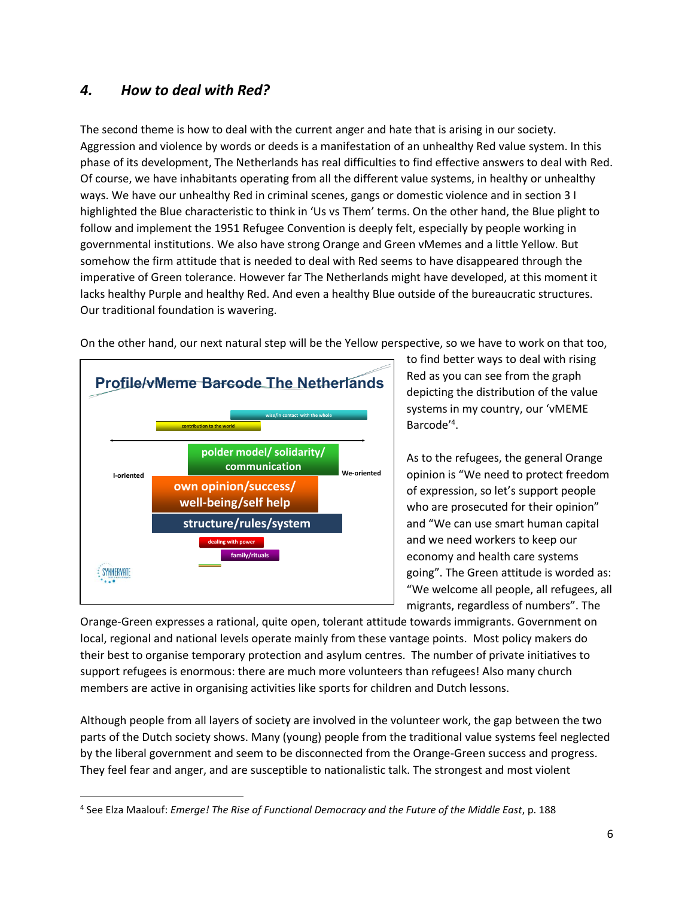## 4. *How to deal with Red?*

The second theme is how to deal with the current anger and hate that is arising in our society. Aggression and violence by words or deeds is a manifestation of an unhealthy Red value system. In this phase of its development, The Netherlands has real difficulties to find effective answers to deal with Red. Of course, we have inhabitants operating from all the different value systems, in healthy or unhealthy ways. We have our unhealthy Red in criminal scenes, gangs or domestic violence and in section 3 I highlighted the Blue characteristic to think in 'Us vs Them' terms. On the other hand, the Blue plight to follow and implement the 1951 Refugee Convention is deeply felt, especially by people working in governmental institutions. We also have strong Orange and Green vMemes and a little Yellow. But somehow the firm attitude that is needed to deal with Red seems to have disappeared through the imperative of Green tolerance. However far The Netherlands might have developed, at this moment it lacks healthy Purple and healthy Red. And even a healthy Blue outside of the bureaucratic structures. Our traditional foundation is wavering.

On the other hand, our next natural step will be the Yellow perspective, so we have to work on that too, to find better ways to deal with rising Red as you can see from the graph depicting the distribution of the value systems in my country, our 'vMEME Barcode'[4].

**Profile/vMeme Barcode The Netherlands**

- wise/in contact with the whole
- contribution to the world
- I-oriented ⟷ We-oriented
- polder model/ solidarity/ communication
- own opinion/success/ well-being/self help
- structure/rules/system
- dealing with power
- family/rituals

As to the refugees, the general Orange opinion is "We need to protect freedom of expression, so let's support people who are prosecuted for their opinion" and "We can use smart human capital and we need workers to keep our economy and health care systems going". The Green attitude is worded as: "We welcome all people, all refugees, all migrants, regardless of numbers". The Orange-Green expresses a rational, quite open, tolerant attitude towards immigrants. Government on local, regional and national levels operate mainly from these vantage points. Most policy makers do their best to organise temporary protection and asylum centres. The number of private initiatives to support refugees is enormous: there are much more volunteers than refugees! Also many church members are active in organising activities like sports for children and Dutch lessons.

Although people from all layers of society are involved in the volunteer work, the gap between the two parts of the Dutch society shows. Many (young) people from the traditional value systems feel neglected by the liberal government and seem to be disconnected from the Orange-Green success and progress. They feel fear and anger, and are susceptible to nationalistic talk. The strongest and most violent

[4] See Elza Maalouf: *Emerge! The Rise of Functional Democracy and the Future of the Middle East*, p. 188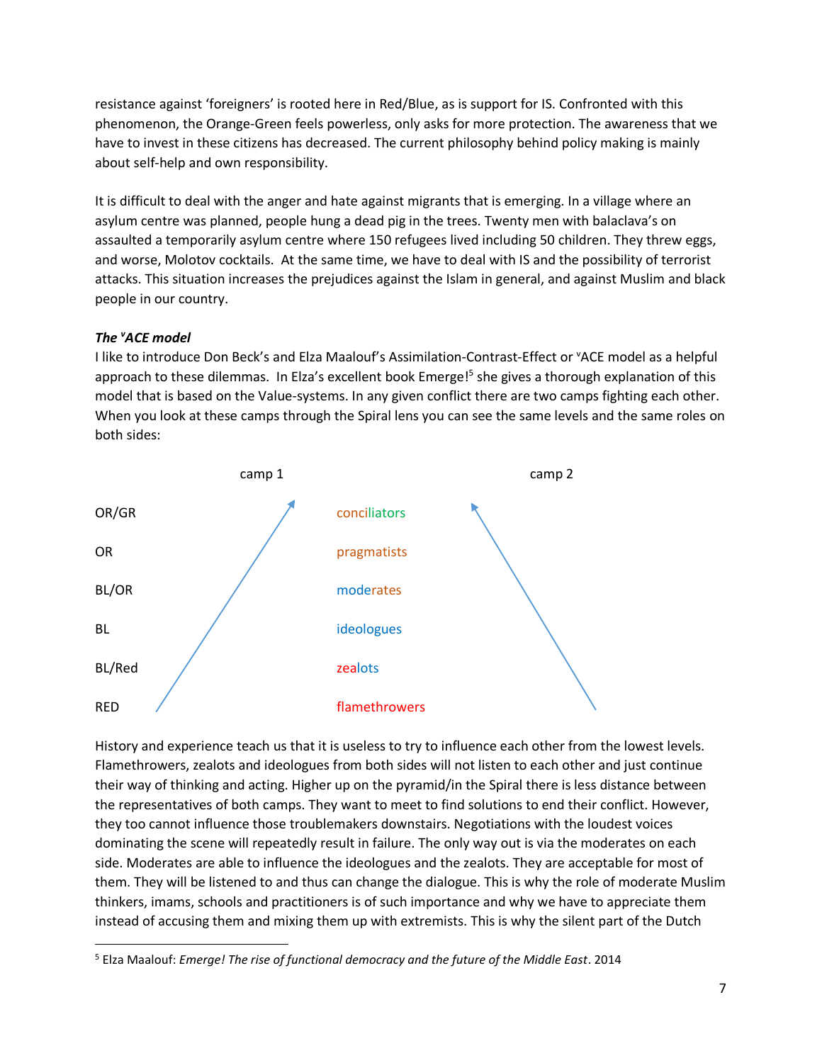resistance against 'foreigners' is rooted here in Red/Blue, as is support for IS. Confronted with this phenomenon, the Orange-Green feels powerless, only asks for more protection. The awareness that we have to invest in these citizens has decreased. The current philosophy behind policy making is mainly about self-help and own responsibility.

It is difficult to deal with the anger and hate against migrants that is emerging. In a village where an asylum centre was planned, people hung a dead pig in the trees. Twenty men with balaclava's on assaulted a temporarily asylum centre where 150 refugees lived including 50 children. They threw eggs, and worse, Molotov cocktails. At the same time, we have to deal with IS and the possibility of terrorist attacks. This situation increases the prejudices against the Islam in general, and against Muslim and black people in our country.

***The ᵛACE model***

I like to introduce Don Beck's and Elza Maalouf's Assimilation-Contrast-Effect or ᵛACE model as a helpful approach to these dilemmas. In Elza's excellent book Emerge![5] she gives a thorough explanation of this model that is based on the Value-systems. In any given conflict there are two camps fighting each other. When you look at these camps through the Spiral lens you can see the same levels and the same roles on both sides:

| | camp 1 | | camp 2 |
|---|---|---|---|
| OR/GR | ↗ | conciliators | ↖ |
| OR | | pragmatists | |
| BL/OR | | moderates | |
| BL | | ideologues | |
| BL/Red | | zealots | |
| RED | | flamethrowers | |

History and experience teach us that it is useless to try to influence each other from the lowest levels. Flamethrowers, zealots and ideologues from both sides will not listen to each other and just continue their way of thinking and acting. Higher up on the pyramid/in the Spiral there is less distance between the representatives of both camps. They want to meet to find solutions to end their conflict. However, they too cannot influence those troublemakers downstairs. Negotiations with the loudest voices dominating the scene will repeatedly result in failure. The only way out is via the moderates on each side. Moderates are able to influence the ideologues and the zealots. They are acceptable for most of them. They will be listened to and thus can change the dialogue. This is why the role of moderate Muslim thinkers, imams, schools and practitioners is of such importance and why we have to appreciate them instead of accusing them and mixing them up with extremists. This is why the silent part of the Dutch

[5] Elza Maalouf: *Emerge! The rise of functional democracy and the future of the Middle East*. 2014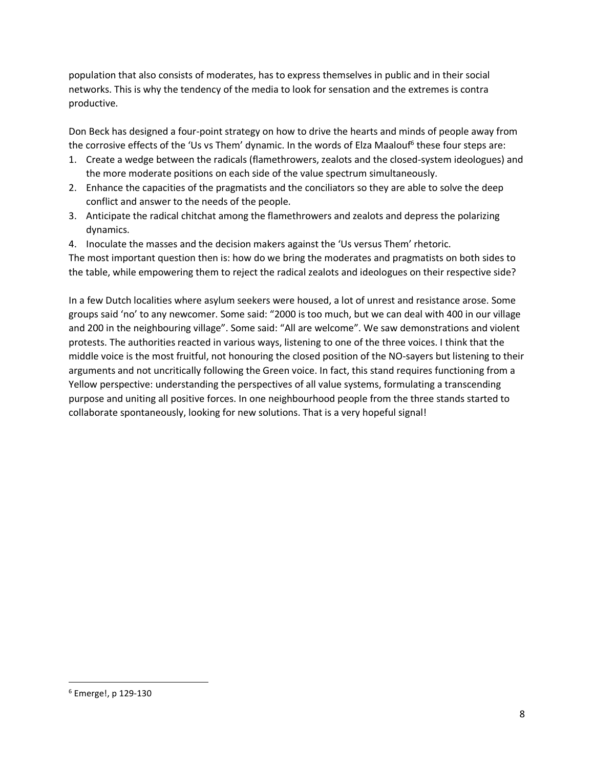population that also consists of moderates, has to express themselves in public and in their social networks. This is why the tendency of the media to look for sensation and the extremes is contra productive.

Don Beck has designed a four-point strategy on how to drive the hearts and minds of people away from the corrosive effects of the 'Us vs Them' dynamic. In the words of Elza Maalouf[6] these four steps are:

1. Create a wedge between the radicals (flamethrowers, zealots and the closed-system ideologues) and the more moderate positions on each side of the value spectrum simultaneously.
2. Enhance the capacities of the pragmatists and the conciliators so they are able to solve the deep conflict and answer to the needs of the people.
3. Anticipate the radical chitchat among the flamethrowers and zealots and depress the polarizing dynamics.
4. Inoculate the masses and the decision makers against the 'Us versus Them' rhetoric.

The most important question then is: how do we bring the moderates and pragmatists on both sides to the table, while empowering them to reject the radical zealots and ideologues on their respective side?

In a few Dutch localities where asylum seekers were housed, a lot of unrest and resistance arose. Some groups said 'no' to any newcomer. Some said: "2000 is too much, but we can deal with 400 in our village and 200 in the neighbouring village". Some said: "All are welcome". We saw demonstrations and violent protests. The authorities reacted in various ways, listening to one of the three voices. I think that the middle voice is the most fruitful, not honouring the closed position of the NO-sayers but listening to their arguments and not uncritically following the Green voice. In fact, this stand requires functioning from a Yellow perspective: understanding the perspectives of all value systems, formulating a transcending purpose and uniting all positive forces. In one neighbourhood people from the three stands started to collaborate spontaneously, looking for new solutions. That is a very hopeful signal!

[6] Emerge!, p 129-130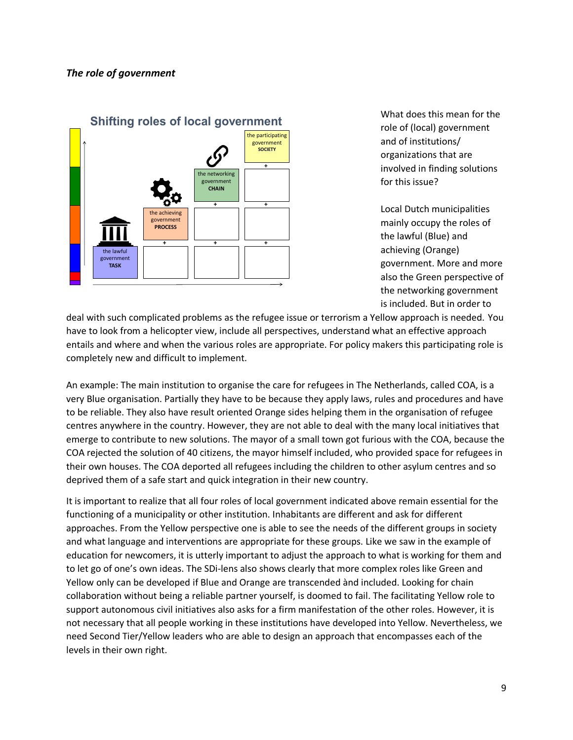*The role of government*

**Shifting roles of local government**

the lawful government **TASK**

the achieving government **PROCESS**

the networking government **CHAIN**

the participating government **SOCIETY**

What does this mean for the role of (local) government and of institutions/organizations that are involved in finding solutions for this issue?

Local Dutch municipalities mainly occupy the roles of the lawful (Blue) and achieving (Orange) government. More and more also the Green perspective of the networking government is included. But in order to deal with such complicated problems as the refugee issue or terrorism a Yellow approach is needed. You have to look from a helicopter view, include all perspectives, understand what an effective approach entails and where and when the various roles are appropriate. For policy makers this participating role is completely new and difficult to implement.

An example: The main institution to organise the care for refugees in The Netherlands, called COA, is a very Blue organisation. Partially they have to be because they apply laws, rules and procedures and have to be reliable. They also have result oriented Orange sides helping them in the organisation of refugee centres anywhere in the country. However, they are not able to deal with the many local initiatives that emerge to contribute to new solutions. The mayor of a small town got furious with the COA, because the COA rejected the solution of 40 citizens, the mayor himself included, who provided space for refugees in their own houses. The COA deported all refugees including the children to other asylum centres and so deprived them of a safe start and quick integration in their new country.

It is important to realize that all four roles of local government indicated above remain essential for the functioning of a municipality or other institution. Inhabitants are different and ask for different approaches. From the Yellow perspective one is able to see the needs of the different groups in society and what language and interventions are appropriate for these groups. Like we saw in the example of education for newcomers, it is utterly important to adjust the approach to what is working for them and to let go of one's own ideas. The SDi-lens also shows clearly that more complex roles like Green and Yellow only can be developed if Blue and Orange are transcended ànd included. Looking for chain collaboration without being a reliable partner yourself, is doomed to fail. The facilitating Yellow role to support autonomous civil initiatives also asks for a firm manifestation of the other roles. However, it is not necessary that all people working in these institutions have developed into Yellow. Nevertheless, we need Second Tier/Yellow leaders who are able to design an approach that encompasses each of the levels in their own right.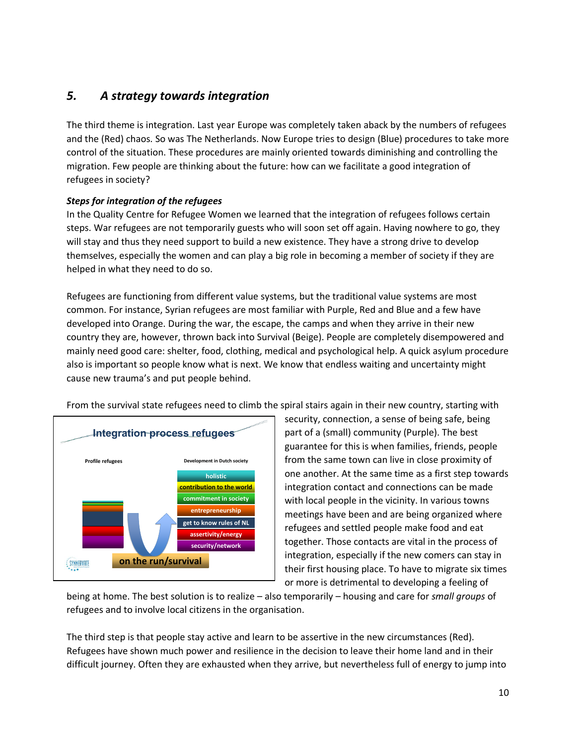## 5. *A strategy towards integration*

The third theme is integration. Last year Europe was completely taken aback by the numbers of refugees and the (Red) chaos. So was The Netherlands. Now Europe tries to design (Blue) procedures to take more control of the situation. These procedures are mainly oriented towards diminishing and controlling the migration. Few people are thinking about the future: how can we facilitate a good integration of refugees in society?

***Steps for integration of the refugees***

In the Quality Centre for Refugee Women we learned that the integration of refugees follows certain steps. War refugees are not temporarily guests who will soon set off again. Having nowhere to go, they will stay and thus they need support to build a new existence. They have a strong drive to develop themselves, especially the women and can play a big role in becoming a member of society if they are helped in what they need to do so.

Refugees are functioning from different value systems, but the traditional value systems are most common. For instance, Syrian refugees are most familiar with Purple, Red and Blue and a few have developed into Orange. During the war, the escape, the camps and when they arrive in their new country they are, however, thrown back into Survival (Beige). People are completely disempowered and mainly need good care: shelter, food, clothing, medical and psychological help. A quick asylum procedure also is important so people know what is next. We know that endless waiting and uncertainty might cause new trauma's and put people behind.

From the survival state refugees need to climb the spiral stairs again in their new country, starting with security, connection, a sense of being safe, being part of a (small) community (Purple). The best guarantee for this is when families, friends, people from the same town can live in close proximity of one another. At the same time as a first step towards integration contact and connections can be made with local people in the vicinity. In various towns meetings have been and are being organized where refugees and settled people make food and eat together. Those contacts are vital in the process of integration, especially if the new comers can stay in their first housing place. To have to migrate six times or more is detrimental to developing a feeling of being at home. The best solution is to realize – also temporarily – housing and care for *small groups* of refugees and to involve local citizens in the organisation.

The third step is that people stay active and learn to be assertive in the new circumstances (Red). Refugees have shown much power and resilience in the decision to leave their home land and in their difficult journey. Often they are exhausted when they arrive, but nevertheless full of energy to jump into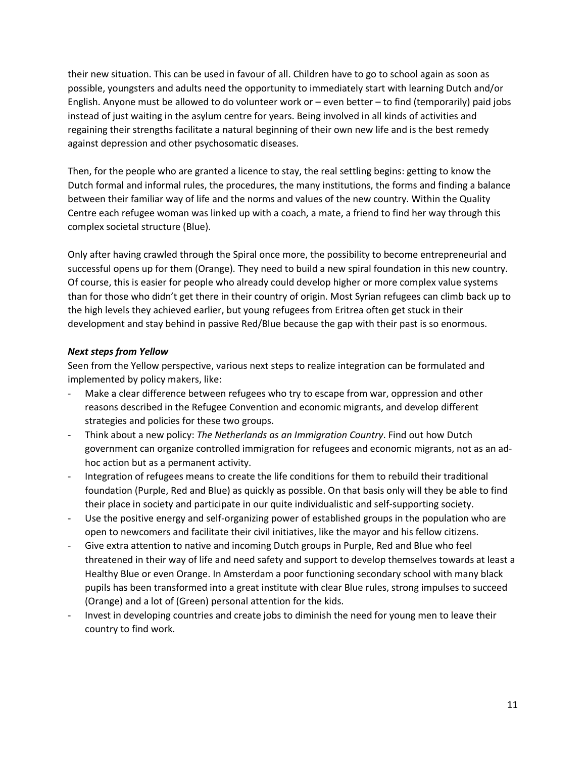their new situation. This can be used in favour of all. Children have to go to school again as soon as possible, youngsters and adults need the opportunity to immediately start with learning Dutch and/or English. Anyone must be allowed to do volunteer work or – even better – to find (temporarily) paid jobs instead of just waiting in the asylum centre for years. Being involved in all kinds of activities and regaining their strengths facilitate a natural beginning of their own new life and is the best remedy against depression and other psychosomatic diseases.

Then, for the people who are granted a licence to stay, the real settling begins: getting to know the Dutch formal and informal rules, the procedures, the many institutions, the forms and finding a balance between their familiar way of life and the norms and values of the new country. Within the Quality Centre each refugee woman was linked up with a coach, a mate, a friend to find her way through this complex societal structure (Blue).

Only after having crawled through the Spiral once more, the possibility to become entrepreneurial and successful opens up for them (Orange). They need to build a new spiral foundation in this new country. Of course, this is easier for people who already could develop higher or more complex value systems than for those who didn't get there in their country of origin. Most Syrian refugees can climb back up to the high levels they achieved earlier, but young refugees from Eritrea often get stuck in their development and stay behind in passive Red/Blue because the gap with their past is so enormous.

***Next steps from Yellow***

Seen from the Yellow perspective, various next steps to realize integration can be formulated and implemented by policy makers, like:

- Make a clear difference between refugees who try to escape from war, oppression and other reasons described in the Refugee Convention and economic migrants, and develop different strategies and policies for these two groups.
- Think about a new policy: *The Netherlands as an Immigration Country*. Find out how Dutch government can organize controlled immigration for refugees and economic migrants, not as an ad-hoc action but as a permanent activity.
- Integration of refugees means to create the life conditions for them to rebuild their traditional foundation (Purple, Red and Blue) as quickly as possible. On that basis only will they be able to find their place in society and participate in our quite individualistic and self-supporting society.
- Use the positive energy and self-organizing power of established groups in the population who are open to newcomers and facilitate their civil initiatives, like the mayor and his fellow citizens.
- Give extra attention to native and incoming Dutch groups in Purple, Red and Blue who feel threatened in their way of life and need safety and support to develop themselves towards at least a Healthy Blue or even Orange. In Amsterdam a poor functioning secondary school with many black pupils has been transformed into a great institute with clear Blue rules, strong impulses to succeed (Orange) and a lot of (Green) personal attention for the kids.
- Invest in developing countries and create jobs to diminish the need for young men to leave their country to find work.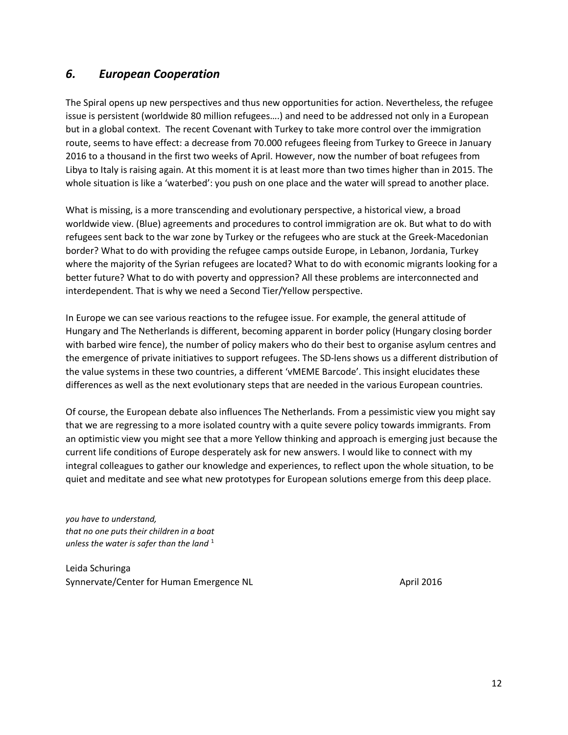## *6. European Cooperation*

The Spiral opens up new perspectives and thus new opportunities for action. Nevertheless, the refugee issue is persistent (worldwide 80 million refugees….) and need to be addressed not only in a European but in a global context. The recent Covenant with Turkey to take more control over the immigration route, seems to have effect: a decrease from 70.000 refugees fleeing from Turkey to Greece in January 2016 to a thousand in the first two weeks of April. However, now the number of boat refugees from Libya to Italy is raising again. At this moment it is at least more than two times higher than in 2015. The whole situation is like a 'waterbed': you push on one place and the water will spread to another place.

What is missing, is a more transcending and evolutionary perspective, a historical view, a broad worldwide view. (Blue) agreements and procedures to control immigration are ok. But what to do with refugees sent back to the war zone by Turkey or the refugees who are stuck at the Greek-Macedonian border? What to do with providing the refugee camps outside Europe, in Lebanon, Jordania, Turkey where the majority of the Syrian refugees are located? What to do with economic migrants looking for a better future? What to do with poverty and oppression? All these problems are interconnected and interdependent. That is why we need a Second Tier/Yellow perspective.

In Europe we can see various reactions to the refugee issue. For example, the general attitude of Hungary and The Netherlands is different, becoming apparent in border policy (Hungary closing border with barbed wire fence), the number of policy makers who do their best to organise asylum centres and the emergence of private initiatives to support refugees. The SD-lens shows us a different distribution of the value systems in these two countries, a different 'vMEME Barcode'. This insight elucidates these differences as well as the next evolutionary steps that are needed in the various European countries.

Of course, the European debate also influences The Netherlands. From a pessimistic view you might say that we are regressing to a more isolated country with a quite severe policy towards immigrants. From an optimistic view you might see that a more Yellow thinking and approach is emerging just because the current life conditions of Europe desperately ask for new answers. I would like to connect with my integral colleagues to gather our knowledge and experiences, to reflect upon the whole situation, to be quiet and meditate and see what new prototypes for European solutions emerge from this deep place.

*you have to understand,*
*that no one puts their children in a boat*
*unless the water is safer than the land* [1]

Leida Schuringa
Synnervate/Center for Human Emergence NL

April 2016